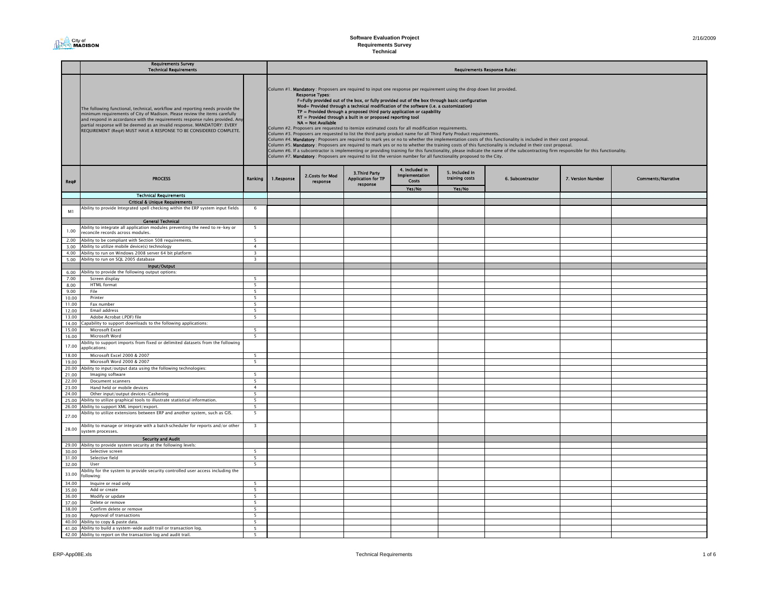City of MADISON

**Software Evaluation Project**
**Requirements Survey**
**Technical**

2/16/2009

| | **Requirements Survey**<br>**Technical Requirements** | | **Requirements Response Rules:** | | | | | | | | |
|---|---|---|---|---|---|---|---|---|---|---|---|
| | The following functional, technical, workflow and reporting needs provide the minimum requirements of City of Madison. Please review the items carefully and respond in accordance with the requirements response rules provided. Any partial response will be deemed as an invalid response. MANDATORY: EVERY REQUIREMENT (Req#) MUST HAVE A RESPONSE TO BE CONSIDERED COMPLETE. | | Column #1. **Mandatory**: Proposers are required to input one response per requirement using the drop down list provided.<br>**Response Types:**<br>**F=Fully provided out of the box, or fully provided out of the box through basic configuration**<br>**Mod= Provided through a technical modification of the software (i.e. a customization)**<br>**TP = Provided through a proposed third party application or capability**<br>**RT = Provided through a built in or proposed reporting tool**<br>**NA = Not Available**<br>Column #2. Proposers are requested to itemize estimated costs for all modification requirements.<br>Column #3. Proposers are requested to list the third party product name for all Third Party Product requirements.<br>Column #4. **Mandatory**: Proposers are required to mark yes or no to whether the implementation costs of this functionality is included in their cost proposal.<br>Column #5. **Mandatory**: Proposers are required to mark yes or no to whether the training costs of this functionality is included in their cost proposal.<br>Column #6. If a subcontractor is implementing or providing training for this functionality, please indicate the name of the subcontracting firm responsible for this functionality.<br>Column #7. **Mandatory**: Proposers are required to list the version number for all functionality proposed to the City. | | | | | | | | |
| **Req#** | **PROCESS** | **Ranking** | **1.Response** | **2.Costs for Mod response** | **3.Third Party Application for TP response** | **4. Included in Implementation Costs**<br>Yes/No | **5. Included in training costs**<br>Yes/No | **6. Subcontractor** | **7. Version Number** | **Comments/Narrative** | |
| | **Technical Requirements** | | | | | | | | | | |
| | **Critical & Unique Requirements** | | | | | | | | | | |
| M1 | Ability to provide Integrated spell checking within the ERP system input fields | 6 | | | | | | | | | |
| | **General Technical** | | | | | | | | | | |
| 1.00 | Ability to integrate all application modules preventing the need to re-key or reconcile records across modules. | 5 | | | | | | | | | |
| 2.00 | Ability to be compliant with Section 508 requirements. | 5 | | | | | | | | | |
| 3.00 | Ability to utilize mobile device(s) technology | 4 | | | | | | | | | |
| 4.00 | Ability to run on Windows 2008 server 64 bit platform | 3 | | | | | | | | | |
| 5.00 | Ability to run on SQL 2005 database | 3 | | | | | | | | | |
| | **Input/Output** | | | | | | | | | | |
| 6.00 | Ability to provide the following output options: | | | | | | | | | | |
| 7.00 | Screen display | 5 | | | | | | | | | |
| 8.00 | HTML format | 5 | | | | | | | | | |
| 9.00 | File | 5 | | | | | | | | | |
| 10.00 | Printer | 5 | | | | | | | | | |
| 11.00 | Fax number | 5 | | | | | | | | | |
| 12.00 | Email address | 5 | | | | | | | | | |
| 13.00 | Adobe Acrobat (.PDF) file | 5 | | | | | | | | | |
| 14.00 | Capability to support downloads to the following applications: | | | | | | | | | | |
| 15.00 | Microsoft Excel | 5 | | | | | | | | | |
| 16.00 | Microsoft Word | 5 | | | | | | | | | |
| 17.00 | Ability to support imports from fixed or delimited datasets from the following applications: | | | | | | | | | | |
| 18.00 | Microsoft Excel 2000 & 2007 | 5 | | | | | | | | | |
| 19.00 | Microsoft Word 2000 & 2007 | 5 | | | | | | | | | |
| 20.00 | Ability to input/output data using the following technologies: | | | | | | | | | | |
| 21.00 | Imaging software | 5 | | | | | | | | | |
| 22.00 | Document scanners | 5 | | | | | | | | | |
| 23.00 | Hand held or mobile devices | 4 | | | | | | | | | |
| 24.00 | Other input/output devices-Cashering | 5 | | | | | | | | | |
| 25.00 | Ability to utilize graphical tools to illustrate statistical information. | 5 | | | | | | | | | |
| 26.00 | Ability to support XML import/export. | 5 | | | | | | | | | |
| 27.00 | Ability to utilize extensions between ERP and another system, such as GIS. | 5 | | | | | | | | | |
| 28.00 | Ability to manage or integrate with a batch scheduler for reports and/or other system processes. | 3 | | | | | | | | | |
| | **Security and Audit** | | | | | | | | | | |
| 29.00 | Ability to provide system security at the following levels: | | | | | | | | | | |
| 30.00 | Selective screen | 5 | | | | | | | | | |
| 31.00 | Selective field | 5 | | | | | | | | | |
| 32.00 | User | 5 | | | | | | | | | |
| 33.00 | Ability for the system to provide security controlled user access including the following: | | | | | | | | | | |
| 34.00 | Inquire or read only | 5 | | | | | | | | | |
| 35.00 | Add or create | 5 | | | | | | | | | |
| 36.00 | Modify or update | 5 | | | | | | | | | |
| 37.00 | Delete or remove | 5 | | | | | | | | | |
| 38.00 | Confirm delete or remove | 5 | | | | | | | | | |
| 39.00 | Approval of transactions | 5 | | | | | | | | | |
| 40.00 | Ability to copy & paste data. | 5 | | | | | | | | | |
| 41.00 | Ability to build a system-wide audit trail or transaction log. | 5 | | | | | | | | | |
| 42.00 | Ability to report on the transaction log and audit trail. | 5 | | | | | | | | | |

ERP-App08E.xls — Technical Requirements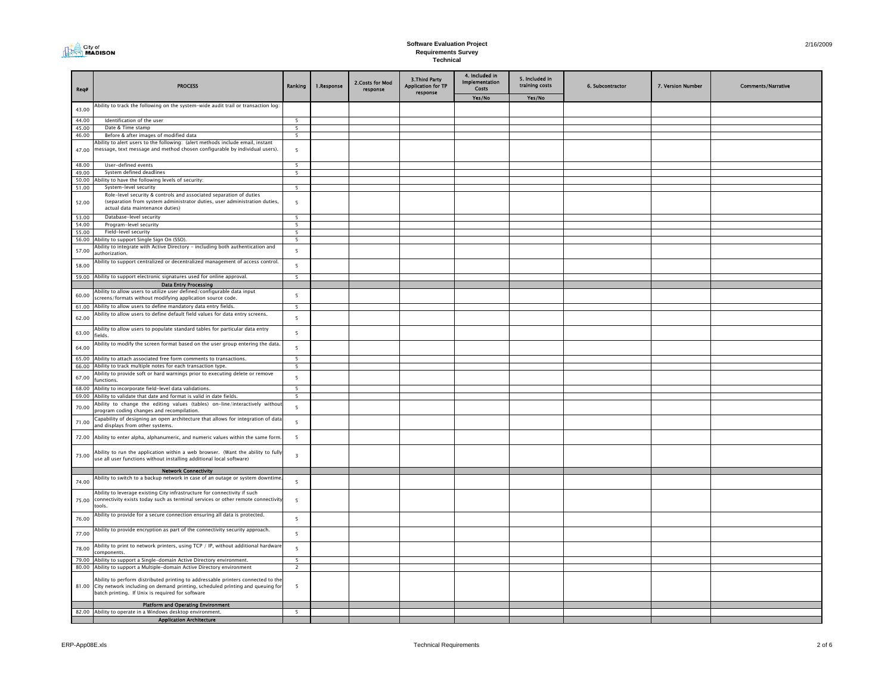# Software Evaluation Project
## Requirements Survey
### Technical

2/16/2009

| Req# | PROCESS | Ranking | 1.Response | 2.Costs for Mod response | 3.Third Party Application for TP response | 4. Included in Implementation Costs | 5. Included in training costs | 6. Subcontractor | 7. Version Number | Comments/Narrative |
|---|---|---|---|---|---|---|---|---|---|---|
| | | | | | | Yes/No | Yes/No | | | |
| 43.00 | Ability to track the following on the system-wide audit trail or transaction log: | | | | | | | | | |
| 44.00 | Identification of the user | 5 | | | | | | | | |
| 45.00 | Date & Time stamp | 5 | | | | | | | | |
| 46.00 | Before & after images of modified data | 5 | | | | | | | | |
| 47.00 | Ability to alert users to the following: (alert methods include email, instant message, text message and method chosen configurable by individual users). | 5 | | | | | | | | |
| 48.00 | User-defined events | 5 | | | | | | | | |
| 49.00 | System defined deadlines | 5 | | | | | | | | |
| 50.00 | Ability to have the following levels of security: | | | | | | | | | |
| 51.00 | System-level security | 5 | | | | | | | | |
| 52.00 | Role-level security & controls and associated separation of duties (separation from system administrator duties, user administration duties, actual data maintenance duties) | 5 | | | | | | | | |
| 53.00 | Database-level security | 5 | | | | | | | | |
| 54.00 | Program-level security | 5 | | | | | | | | |
| 55.00 | Field-level security | 5 | | | | | | | | |
| 56.00 | Ability to support Single Sign On (SSO). | 5 | | | | | | | | |
| 57.00 | Ability to integrate with Active Directory - including both authentication and authorization. | 5 | | | | | | | | |
| 58.00 | Ability to support centralized or decentralized management of access control. | 5 | | | | | | | | |
| 59.00 | Ability to support electronic signatures used for online approval. | 5 | | | | | | | | |
| | **Data Entry Processing** | | | | | | | | | |
| 60.00 | Ability to allow users to utilize user defined/configurable data input screens/formats without modifying application source code. | 5 | | | | | | | | |
| 61.00 | Ability to allow users to define mandatory data entry fields. | 5 | | | | | | | | |
| 62.00 | Ability to allow users to define default field values for data entry screens. | 5 | | | | | | | | |
| 63.00 | Ability to allow users to populate standard tables for particular data entry fields. | 5 | | | | | | | | |
| 64.00 | Ability to modify the screen format based on the user group entering the data. | 5 | | | | | | | | |
| 65.00 | Ability to attach associated free form comments to transactions. | 5 | | | | | | | | |
| 66.00 | Ability to track multiple notes for each transaction type. | 5 | | | | | | | | |
| 67.00 | Ability to provide soft or hard warnings prior to executing delete or remove functions. | 5 | | | | | | | | |
| 68.00 | Ability to incorporate field-level data validations. | 5 | | | | | | | | |
| 69.00 | Ability to validate that date and format is valid in date fields. | 5 | | | | | | | | |
| 70.00 | Ability to change the editing values (tables) on-line/interactively without program coding changes and recompilation. | 5 | | | | | | | | |
| 71.00 | Capability of designing an open architecture that allows for integration of data and displays from other systems. | 5 | | | | | | | | |
| 72.00 | Ability to enter alpha, alphanumeric, and numeric values within the same form. | 5 | | | | | | | | |
| 73.00 | Ability to run the application within a web browser. (Want the ability to fully use all user functions without installing additional local software) | 3 | | | | | | | | |
| | **Network Connectivity** | | | | | | | | | |
| 74.00 | Ability to switch to a backup network in case of an outage or system downtime. | 5 | | | | | | | | |
| 75.00 | Ability to leverage existing City infrastructure for connectivity if such connectivity exists today such as terminal services or other remote connectivity tools. | 5 | | | | | | | | |
| 76.00 | Ability to provide for a secure connection ensuring all data is protected. | 5 | | | | | | | | |
| 77.00 | Ability to provide encryption as part of the connectivity security approach. | 5 | | | | | | | | |
| 78.00 | Ability to print to network printers, using TCP / IP, without additional hardware components. | 5 | | | | | | | | |
| 79.00 | Ability to support a Single-domain Active Directory environment. | 5 | | | | | | | | |
| 80.00 | Ability to support a Multiple-domain Active Directory environment | 2 | | | | | | | | |
| 81.00 | Ability to perform distributed printing to addressable printers connected to the City network including on demand printing, scheduled printing and queuing for batch printing. If Unix is required for software | 5 | | | | | | | | |
| | **Platform and Operating Environment** | | | | | | | | | |
| 82.00 | Ability to operate in a Windows desktop environment. | 5 | | | | | | | | |
| | **Application Architecture** | | | | | | | | | |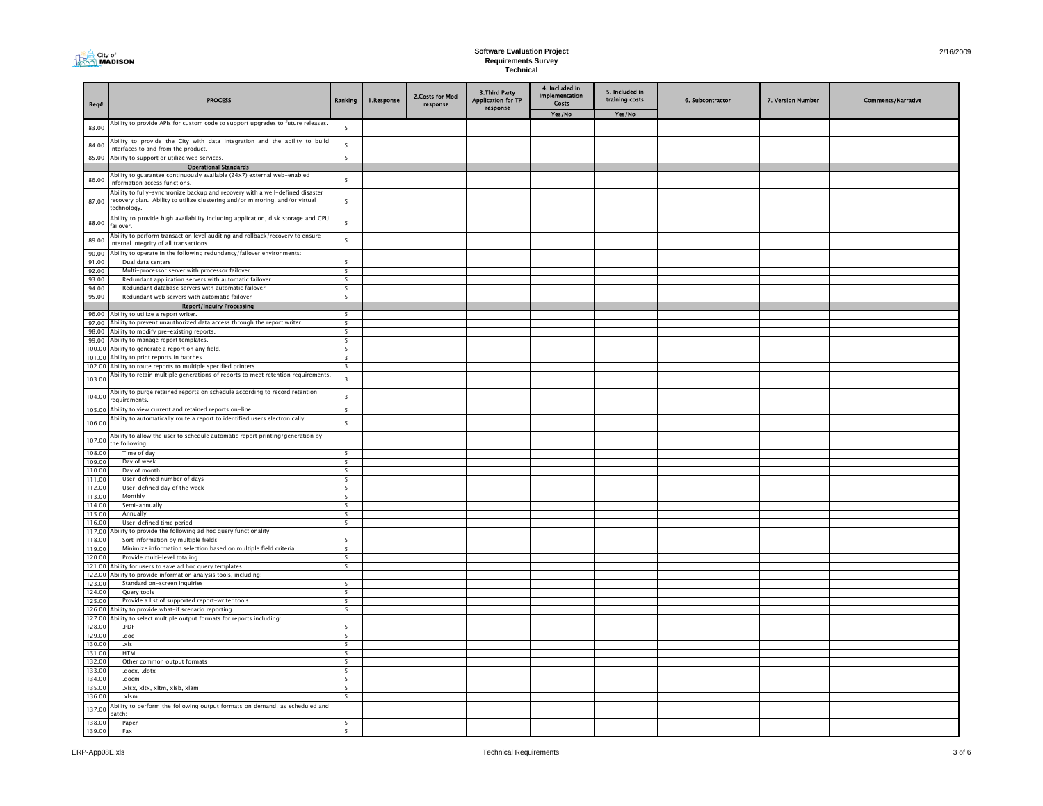# Software Evaluation Project
## Requirements Survey
### Technical

| Req# | PROCESS | Ranking | 1.Response | 2.Costs for Mod response | 3.Third Party Application for TP response | 4. Included in Implementation Costs | 5. Included in training costs | 6. Subcontractor | 7. Version Number | Comments/Narrative |
|---|---|---|---|---|---|---|---|---|---|---|
| | | | | | | Yes/No | Yes/No | | | |
| 83.00 | Ability to provide APIs for custom code to support upgrades to future releases. | 5 | | | | | | | | |
| 84.00 | Ability to provide the City with data integration and the ability to build interfaces to and from the product. | 5 | | | | | | | | |
| 85.00 | Ability to support or utilize web services. | 5 | | | | | | | | |
| | **Operational Standards** | | | | | | | | | |
| 86.00 | Ability to guarantee continuously available (24x7) external web-enabled information access functions. | 5 | | | | | | | | |
| 87.00 | Ability to fully-synchronize backup and recovery with a well-defined disaster recovery plan. Ability to utilize clustering and/or mirroring, and/or virtual technology. | 5 | | | | | | | | |
| 88.00 | Ability to provide high availability including application, disk storage and CPU failover. | 5 | | | | | | | | |
| 89.00 | Ability to perform transaction level auditing and rollback/recovery to ensure internal integrity of all transactions. | 5 | | | | | | | | |
| 90.00 | Ability to operate in the following redundancy/failover environments: | | | | | | | | | |
| 91.00 | Dual data centers | 5 | | | | | | | | |
| 92.00 | Multi-processor server with processor failover | 5 | | | | | | | | |
| 93.00 | Redundant application servers with automatic failover | 5 | | | | | | | | |
| 94.00 | Redundant database servers with automatic failover | 5 | | | | | | | | |
| 95.00 | Redundant web servers with automatic failover | 5 | | | | | | | | |
| | **Report/Inquiry Processing** | | | | | | | | | |
| 96.00 | Ability to utilize a report writer. | 5 | | | | | | | | |
| 97.00 | Ability to prevent unauthorized data access through the report writer. | 5 | | | | | | | | |
| 98.00 | Ability to modify pre-existing reports. | 5 | | | | | | | | |
| 99.00 | Ability to manage report templates. | 5 | | | | | | | | |
| 100.00 | Ability to generate a report on any field. | 5 | | | | | | | | |
| 101.00 | Ability to print reports in batches. | 3 | | | | | | | | |
| 102.00 | Ability to route reports to multiple specified printers. | 3 | | | | | | | | |
| 103.00 | Ability to retain multiple generations of reports to meet retention requirements | 3 | | | | | | | | |
| 104.00 | Ability to purge retained reports on schedule according to record retention requirements. | 3 | | | | | | | | |
| 105.00 | Ability to view current and retained reports on-line. | 5 | | | | | | | | |
| 106.00 | Ability to automatically route a report to identified users electronically. | 5 | | | | | | | | |
| 107.00 | Ability to allow the user to schedule automatic report printing/generation by the following: | | | | | | | | | |
| 108.00 | Time of day | 5 | | | | | | | | |
| 109.00 | Day of week | 5 | | | | | | | | |
| 110.00 | Day of month | 5 | | | | | | | | |
| 111.00 | User-defined number of days | 5 | | | | | | | | |
| 112.00 | User-defined day of the week | 5 | | | | | | | | |
| 113.00 | Monthly | 5 | | | | | | | | |
| 114.00 | Semi-annually | 5 | | | | | | | | |
| 115.00 | Annually | 5 | | | | | | | | |
| 116.00 | User-defined time period | 5 | | | | | | | | |
| 117.00 | Ability to provide the following ad hoc query functionality: | | | | | | | | | |
| 118.00 | Sort information by multiple fields | 5 | | | | | | | | |
| 119.00 | Minimize information selection based on multiple field criteria | 5 | | | | | | | | |
| 120.00 | Provide multi-level totaling | 5 | | | | | | | | |
| 121.00 | Ability for users to save ad hoc query templates. | 5 | | | | | | | | |
| 122.00 | Ability to provide information analysis tools, including: | | | | | | | | | |
| 123.00 | Standard on-screen inquiries | 5 | | | | | | | | |
| 124.00 | Query tools | 5 | | | | | | | | |
| 125.00 | Provide a list of supported report-writer tools. | 5 | | | | | | | | |
| 126.00 | Ability to provide what-if scenario reporting. | 5 | | | | | | | | |
| 127.00 | Ability to select multiple output formats for reports including: | | | | | | | | | |
| 128.00 | .PDF | 5 | | | | | | | | |
| 129.00 | .doc | 5 | | | | | | | | |
| 130.00 | .xls | 5 | | | | | | | | |
| 131.00 | HTML | 5 | | | | | | | | |
| 132.00 | Other common output formats | 5 | | | | | | | | |
| 133.00 | .docx, .dotx | 5 | | | | | | | | |
| 134.00 | .docm | 5 | | | | | | | | |
| 135.00 | .xlsx, xltx, xltm, xlsb, xlam | 5 | | | | | | | | |
| 136.00 | .xlsm | 5 | | | | | | | | |
| 137.00 | Ability to perform the following output formats on demand, as scheduled and batch: | | | | | | | | | |
| 138.00 | Paper | 5 | | | | | | | | |
| 139.00 | Fax | 5 | | | | | | | | |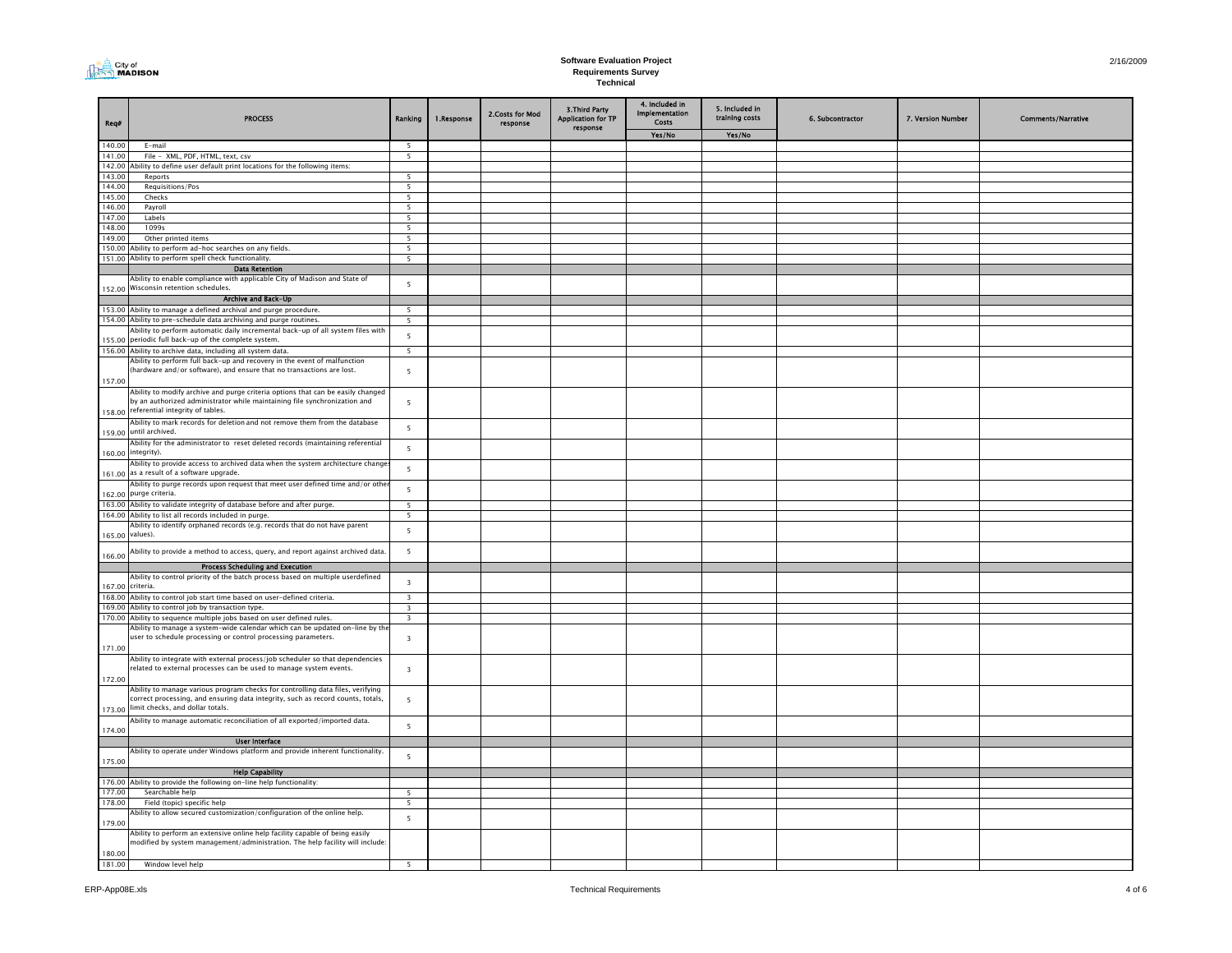**Software Evaluation Project**
**Requirements Survey**
**Technical**

| Req# | PROCESS | Ranking | 1.Response | 2.Costs for Mod response | 3.Third Party Application for TP response | 4. Included in Implementation Costs | 5. Included in training costs | 6. Subcontractor | 7. Version Number | Comments/Narrative |
|---|---|---|---|---|---|---|---|---|---|---|
| | | | | | | Yes/No | Yes/No | | | |
| 140.00 | E-mail | 5 | | | | | | | | |
| 141.00 | File - XML, PDF, HTML, text, csv | 5 | | | | | | | | |
| 142.00 | Ability to define user default print locations for the following items: | | | | | | | | | |
| 143.00 | Reports | 5 | | | | | | | | |
| 144.00 | Requisitions/Pos | 5 | | | | | | | | |
| 145.00 | Checks | 5 | | | | | | | | |
| 146.00 | Payroll | 5 | | | | | | | | |
| 147.00 | Labels | 5 | | | | | | | | |
| 148.00 | 1099s | 5 | | | | | | | | |
| 149.00 | Other printed items | 5 | | | | | | | | |
| 150.00 | Ability to perform ad-hoc searches on any fields. | 5 | | | | | | | | |
| 151.00 | Ability to perform spell check functionality. | 5 | | | | | | | | |
| | **Data Retention** | | | | | | | | | |
| 152.00 | Ability to enable compliance with applicable City of Madison and State of Wisconsin retention schedules. | 5 | | | | | | | | |
| | **Archive and Back-Up** | | | | | | | | | |
| 153.00 | Ability to manage a defined archival and purge procedure. | 5 | | | | | | | | |
| 154.00 | Ability to pre-schedule data archiving and purge routines. | 5 | | | | | | | | |
| 155.00 | Ability to perform automatic daily incremental back-up of all system files with periodic full back-up of the complete system. | 5 | | | | | | | | |
| 156.00 | Ability to archive data, including all system data. | 5 | | | | | | | | |
| 157.00 | Ability to perform full back-up and recovery in the event of malfunction (hardware and/or software), and ensure that no transactions are lost. | 5 | | | | | | | | |
| 158.00 | Ability to modify archive and purge criteria options that can be easily changed by an authorized administrator while maintaining file synchronization and referential integrity of tables. | 5 | | | | | | | | |
| 159.00 | Ability to mark records for deletion and not remove them from the database until archived. | 5 | | | | | | | | |
| 160.00 | Ability for the administrator to reset deleted records (maintaining referential integrity). | 5 | | | | | | | | |
| 161.00 | Ability to provide access to archived data when the system architecture changes as a result of a software upgrade. | 5 | | | | | | | | |
| 162.00 | Ability to purge records upon request that meet user defined time and/or other purge criteria. | 5 | | | | | | | | |
| 163.00 | Ability to validate integrity of database before and after purge. | 5 | | | | | | | | |
| 164.00 | Ability to list all records included in purge. | 5 | | | | | | | | |
| 165.00 | Ability to identify orphaned records (e.g. records that do not have parent values). | 5 | | | | | | | | |
| 166.00 | Ability to provide a method to access, query, and report against archived data. | 5 | | | | | | | | |
| | **Process Scheduling and Execution** | | | | | | | | | |
| 167.00 | Ability to control priority of the batch process based on multiple userdefined criteria. | 3 | | | | | | | | |
| 168.00 | Ability to control job start time based on user-defined criteria. | 3 | | | | | | | | |
| 169.00 | Ability to control job by transaction type. | 3 | | | | | | | | |
| 170.00 | Ability to sequence multiple jobs based on user defined rules. | 3 | | | | | | | | |
| 171.00 | Ability to manage a system-wide calendar which can be updated on-line by the user to schedule processing or control processing parameters. | 3 | | | | | | | | |
| 172.00 | Ability to integrate with external process/job scheduler so that dependencies related to external processes can be used to manage system events. | 3 | | | | | | | | |
| 173.00 | Ability to manage various program checks for controlling data files, verifying correct processing, and ensuring data integrity, such as record counts, totals, limit checks, and dollar totals. | 5 | | | | | | | | |
| 174.00 | Ability to manage automatic reconciliation of all exported/imported data. | 5 | | | | | | | | |
| | **User Interface** | | | | | | | | | |
| 175.00 | Ability to operate under Windows platform and provide inherent functionality. | 5 | | | | | | | | |
| | **Help Capability** | | | | | | | | | |
| 176.00 | Ability to provide the following on-line help functionality: | | | | | | | | | |
| 177.00 | Searchable help | 5 | | | | | | | | |
| 178.00 | Field (topic) specific help | 5 | | | | | | | | |
| 179.00 | Ability to allow secured customization/configuration of the online help. | 5 | | | | | | | | |
| 180.00 | Ability to perform an extensive online help facility capable of being easily modified by system management/administration. The help facility will include: | | | | | | | | | |
| 181.00 | Window level help | 5 | | | | | | | | |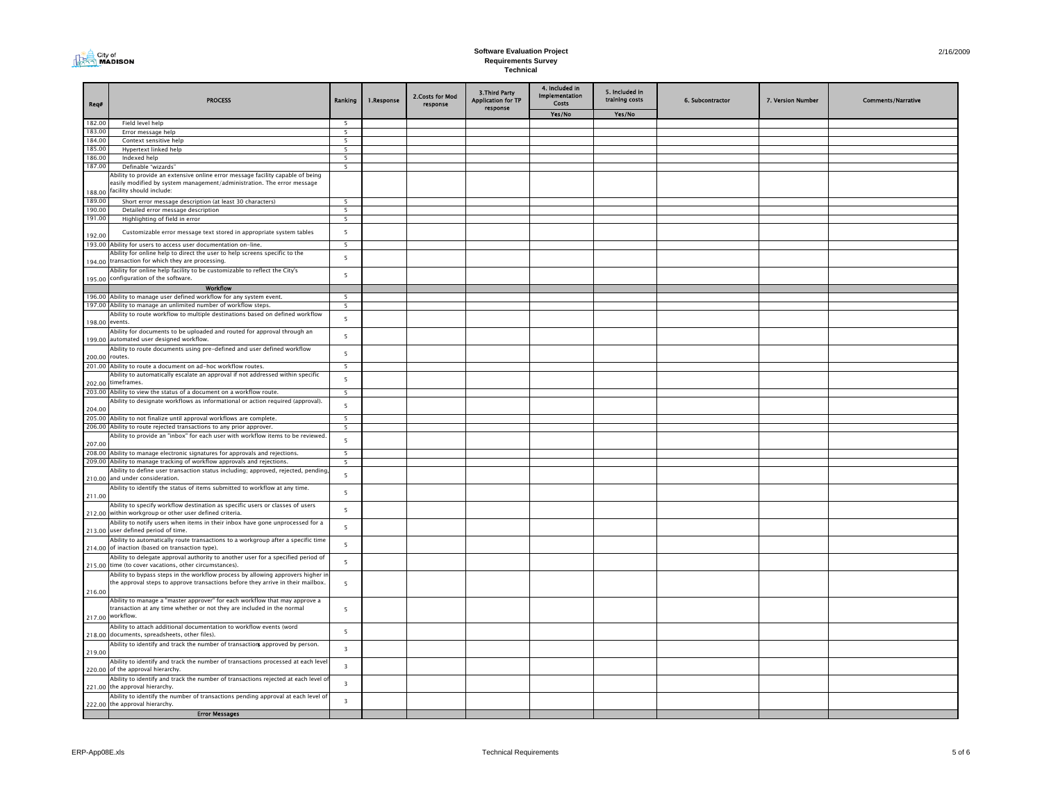City of MADISON

**Software Evaluation Project**
**Requirements Survey**
**Technical**

2/16/2009

| Req# | PROCESS | Ranking | 1.Response | 2.Costs for Mod response | 3.Third Party Application for TP response | 4. Included in Implementation Costs | 5. Included in training costs | 6. Subcontractor | 7. Version Number | Comments/Narrative |
|---|---|---|---|---|---|---|---|---|---|---|
| | | | | | | Yes/No | Yes/No | | | |
| 182.00 | Field level help | 5 | | | | | | | | |
| 183.00 | Error message help | 5 | | | | | | | | |
| 184.00 | Context sensitive help | 5 | | | | | | | | |
| 185.00 | Hypertext linked help | 5 | | | | | | | | |
| 186.00 | Indexed help | 5 | | | | | | | | |
| 187.00 | Definable "wizards" | 5 | | | | | | | | |
| 188.00 | Ability to provide an extensive online error message facility capable of being easily modified by system management/administration. The error message facility should include: | | | | | | | | | |
| 189.00 | Short error message description (at least 30 characters) | 5 | | | | | | | | |
| 190.00 | Detailed error message description | 5 | | | | | | | | |
| 191.00 | Highlighting of field in error | 5 | | | | | | | | |
| 192.00 | Customizable error message text stored in appropriate system tables | 5 | | | | | | | | |
| 193.00 | Ability for users to access user documentation on-line. | 5 | | | | | | | | |
| 194.00 | Ability for online help to direct the user to help screens specific to the transaction for which they are processing. | 5 | | | | | | | | |
| 195.00 | Ability for online help facility to be customizable to reflect the City's configuration of the software. | 5 | | | | | | | | |
| | **Workflow** | | | | | | | | | |
| 196.00 | Ability to manage user defined workflow for any system event. | 5 | | | | | | | | |
| 197.00 | Ability to manage an unlimited number of workflow steps. | 5 | | | | | | | | |
| 198.00 | Ability to route workflow to multiple destinations based on defined workflow events. | 5 | | | | | | | | |
| 199.00 | Ability for documents to be uploaded and routed for approval through an automated user designed workflow. | 5 | | | | | | | | |
| 200.00 | Ability to route documents using pre-defined and user defined workflow routes. | 5 | | | | | | | | |
| 201.00 | Ability to route a document on ad-hoc workflow routes. | 5 | | | | | | | | |
| 202.00 | Ability to automatically escalate an approval if not addressed within specific timeframes. | 5 | | | | | | | | |
| 203.00 | Ability to view the status of a document on a workflow route. | 5 | | | | | | | | |
| 204.00 | Ability to designate workflows as informational or action required (approval). | 5 | | | | | | | | |
| 205.00 | Ability to not finalize until approval workflows are complete. | 5 | | | | | | | | |
| 206.00 | Ability to route rejected transactions to any prior approver. | 5 | | | | | | | | |
| 207.00 | Ability to provide an "inbox" for each user with workflow items to be reviewed. | 5 | | | | | | | | |
| 208.00 | Ability to manage electronic signatures for approvals and rejections. | 5 | | | | | | | | |
| 209.00 | Ability to manage tracking of workflow approvals and rejections. | 5 | | | | | | | | |
| 210.00 | Ability to define user transaction status including; approved, rejected, pending, and under consideration. | 5 | | | | | | | | |
| 211.00 | Ability to identify the status of items submitted to workflow at any time. | 5 | | | | | | | | |
| 212.00 | Ability to specify workflow destination as specific users or classes of users within workgroup or other user defined criteria. | 5 | | | | | | | | |
| 213.00 | Ability to notify users when items in their inbox have gone unprocessed for a user defined period of time. | 5 | | | | | | | | |
| 214.00 | Ability to automatically route transactions to a workgroup after a specific time of inaction (based on transaction type). | 5 | | | | | | | | |
| 215.00 | Ability to delegate approval authority to another user for a specified period of time (to cover vacations, other circumstances). | 5 | | | | | | | | |
| 216.00 | Ability to bypass steps in the workflow process by allowing approvers higher in the approval steps to approve transactions before they arrive in their mailbox. | 5 | | | | | | | | |
| 217.00 | Ability to manage a "master approver" for each workflow that may approve a transaction at any time whether or not they are included in the normal workflow. | 5 | | | | | | | | |
| 218.00 | Ability to attach additional documentation to workflow events (word documents, spreadsheets, other files). | 5 | | | | | | | | |
| 219.00 | Ability to identify and track the number of transactions approved by person. | 3 | | | | | | | | |
| 220.00 | Ability to identify and track the number of transactions processed at each level of the approval hierarchy. | 3 | | | | | | | | |
| 221.00 | Ability to identify and track the number of transactions rejected at each level of the approval hierarchy. | 3 | | | | | | | | |
| 222.00 | Ability to identify the number of transactions pending approval at each level of the approval hierarchy. | 3 | | | | | | | | |
| | **Error Messages** | | | | | | | | | |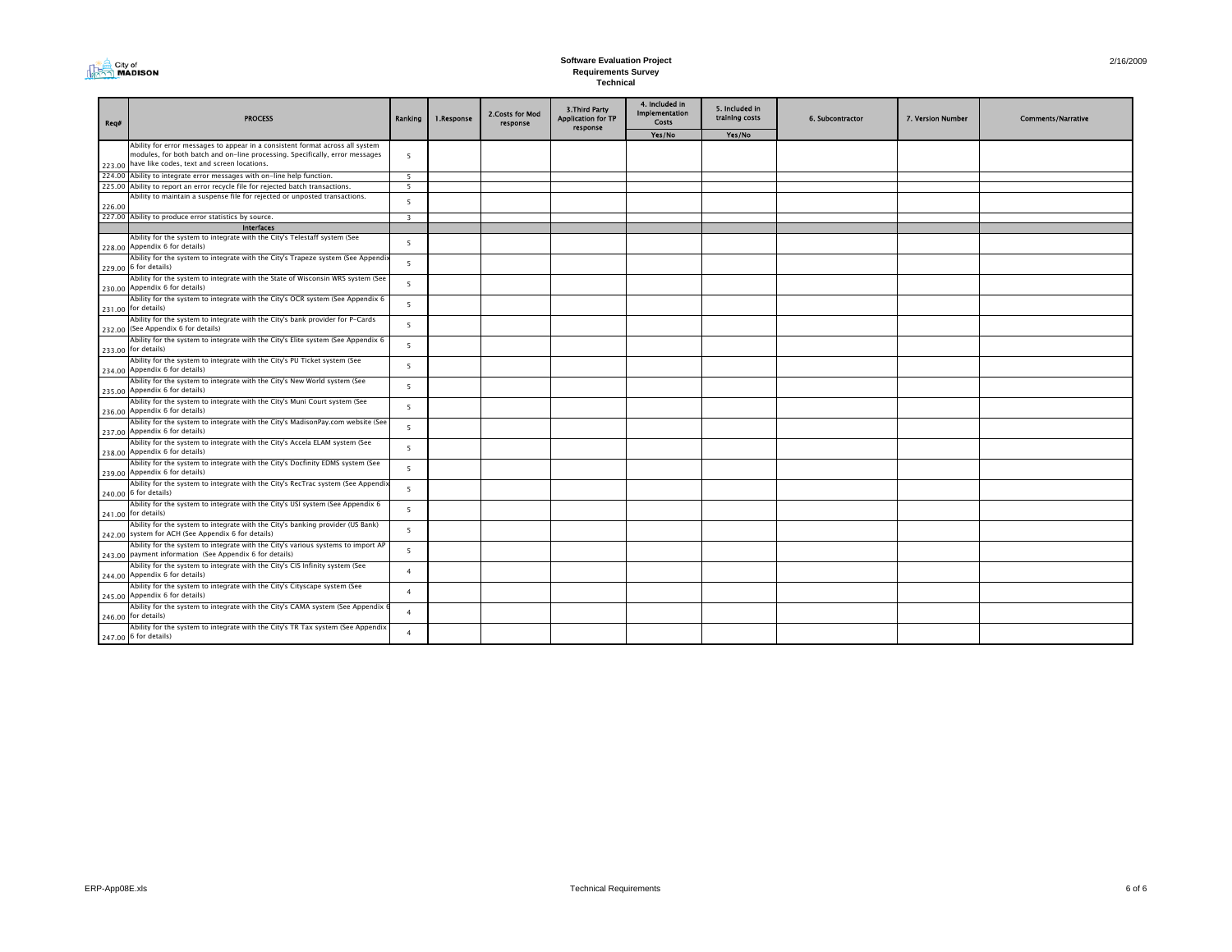# Software Evaluation Project
## Requirements Survey
### Technical

| Req# | PROCESS | Ranking | 1.Response | 2.Costs for Mod response | 3.Third Party Application for TP response | 4. Included in Implementation Costs | 5. Included in training costs | 6. Subcontractor | 7. Version Number | Comments/Narrative |
|---|---|---|---|---|---|---|---|---|---|---|
| | | | | | | Yes/No | Yes/No | | | |
| 223.00 | Ability for error messages to appear in a consistent format across all system modules, for both batch and on-line processing. Specifically, error messages have like codes, text and screen locations. | 5 | | | | | | | | |
| 224.00 | Ability to integrate error messages with on-line help function. | 5 | | | | | | | | |
| 225.00 | Ability to report an error recycle file for rejected batch transactions. | 5 | | | | | | | | |
| 226.00 | Ability to maintain a suspense file for rejected or unposted transactions. | 5 | | | | | | | | |
| 227.00 | Ability to produce error statistics by source. | 3 | | | | | | | | |
| | **Interfaces** | | | | | | | | | |
| 228.00 | Ability for the system to integrate with the City's Telestaff system (See Appendix 6 for details) | 5 | | | | | | | | |
| 229.00 | Ability for the system to integrate with the City's Trapeze system (See Appendix 6 for details) | 5 | | | | | | | | |
| 230.00 | Ability for the system to integrate with the State of Wisconsin WRS system (See Appendix 6 for details) | 5 | | | | | | | | |
| 231.00 | Ability for the system to integrate with the City's OCR system (See Appendix 6 for details) | 5 | | | | | | | | |
| 232.00 | Ability for the system to integrate with the City's bank provider for P-Cards (See Appendix 6 for details) | 5 | | | | | | | | |
| 233.00 | Ability for the system to integrate with the City's Elite system (See Appendix 6 for details) | 5 | | | | | | | | |
| 234.00 | Ability for the system to integrate with the City's PU Ticket system (See Appendix 6 for details) | 5 | | | | | | | | |
| 235.00 | Ability for the system to integrate with the City's New World system (See Appendix 6 for details) | 5 | | | | | | | | |
| 236.00 | Ability for the system to integrate with the City's Muni Court system (See Appendix 6 for details) | 5 | | | | | | | | |
| 237.00 | Ability for the system to integrate with the City's MadisonPay.com website (See Appendix 6 for details) | 5 | | | | | | | | |
| 238.00 | Ability for the system to integrate with the City's Accela ELAM system (See Appendix 6 for details) | 5 | | | | | | | | |
| 239.00 | Ability for the system to integrate with the City's Docfinity EDMS system (See Appendix 6 for details) | 5 | | | | | | | | |
| 240.00 | Ability for the system to integrate with the City's RecTrac system (See Appendix 6 for details) | 5 | | | | | | | | |
| 241.00 | Ability for the system to integrate with the City's USI system (See Appendix 6 for details) | 5 | | | | | | | | |
| 242.00 | Ability for the system to integrate with the City's banking provider (US Bank) system for ACH (See Appendix 6 for details) | 5 | | | | | | | | |
| 243.00 | Ability for the system to integrate with the City's various systems to import AP payment information (See Appendix 6 for details) | 5 | | | | | | | | |
| 244.00 | Ability for the system to integrate with the City's CIS Infinity system (See Appendix 6 for details) | 4 | | | | | | | | |
| 245.00 | Ability for the system to integrate with the City's Cityscape system (See Appendix 6 for details) | 4 | | | | | | | | |
| 246.00 | Ability for the system to integrate with the City's CAMA system (See Appendix 6 for details) | 4 | | | | | | | | |
| 247.00 | Ability for the system to integrate with the City's TR Tax system (See Appendix 6 for details) | 4 | | | | | | | | |